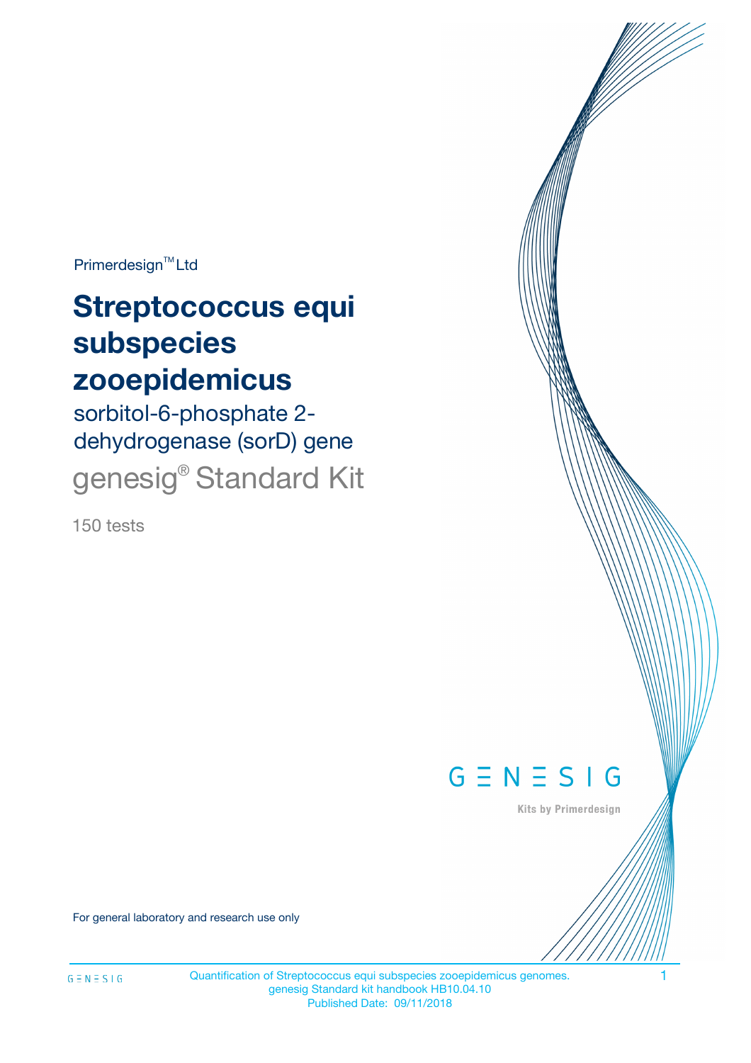Primerdesign™ Ltd

# Streptococcus equi subspecies zooepidemicus

## sorbitol-6-phosphate 2-dehydrogenase (sorD) gene

## genesig® Standard Kit

150 tests

GENESIG

Kits by Primerdesign

For general laboratory and research use only

Quantification of Streptococcus equi subspecies zooepidemicus genomes.
genesig Standard kit handbook HB10.04.10
Published Date: 09/11/2018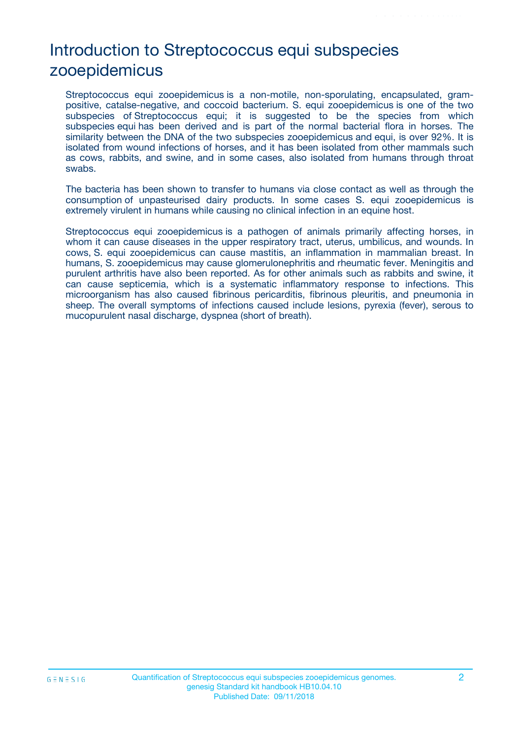# Introduction to Streptococcus equi subspecies zooepidemicus

Streptococcus equi zooepidemicus is a non-motile, non-sporulating, encapsulated, gram-positive, catalse-negative, and coccoid bacterium. S. equi zooepidemicus is one of the two subspecies of Streptococcus equi; it is suggested to be the species from which subspecies equi has been derived and is part of the normal bacterial flora in horses. The similarity between the DNA of the two subspecies zooepidemicus and equi, is over 92%. It is isolated from wound infections of horses, and it has been isolated from other mammals such as cows, rabbits, and swine, and in some cases, also isolated from humans through throat swabs.

The bacteria has been shown to transfer to humans via close contact as well as through the consumption of unpasteurised dairy products. In some cases S. equi zooepidemicus is extremely virulent in humans while causing no clinical infection in an equine host.

Streptococcus equi zooepidemicus is a pathogen of animals primarily affecting horses, in whom it can cause diseases in the upper respiratory tract, uterus, umbilicus, and wounds. In cows, S. equi zooepidemicus can cause mastitis, an inflammation in mammalian breast. In humans, S. zooepidemicus may cause glomerulonephritis and rheumatic fever. Meningitis and purulent arthritis have also been reported. As for other animals such as rabbits and swine, it can cause septicemia, which is a systematic inflammatory response to infections. This microorganism has also caused fibrinous pericarditis, fibrinous pleuritis, and pneumonia in sheep. The overall symptoms of infections caused include lesions, pyrexia (fever), serous to mucopurulent nasal discharge, dyspnea (short of breath).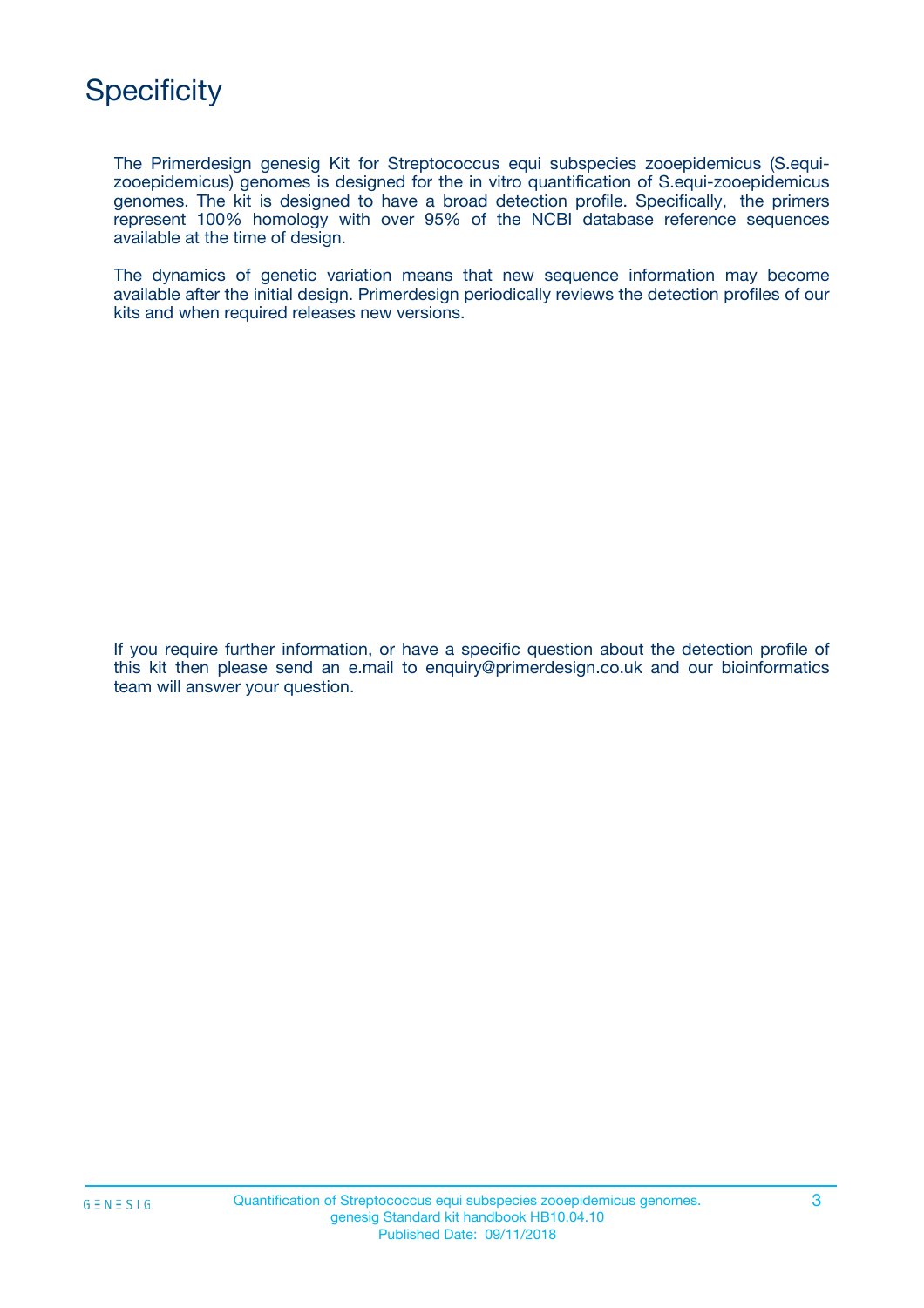# Specificity

The Primerdesign genesig Kit for Streptococcus equi subspecies zooepidemicus (S.equi-zooepidemicus) genomes is designed for the in vitro quantification of S.equi-zooepidemicus genomes. The kit is designed to have a broad detection profile. Specifically, the primers represent 100% homology with over 95% of the NCBI database reference sequences available at the time of design.

The dynamics of genetic variation means that new sequence information may become available after the initial design. Primerdesign periodically reviews the detection profiles of our kits and when required releases new versions.

If you require further information, or have a specific question about the detection profile of this kit then please send an e.mail to enquiry@primerdesign.co.uk and our bioinformatics team will answer your question.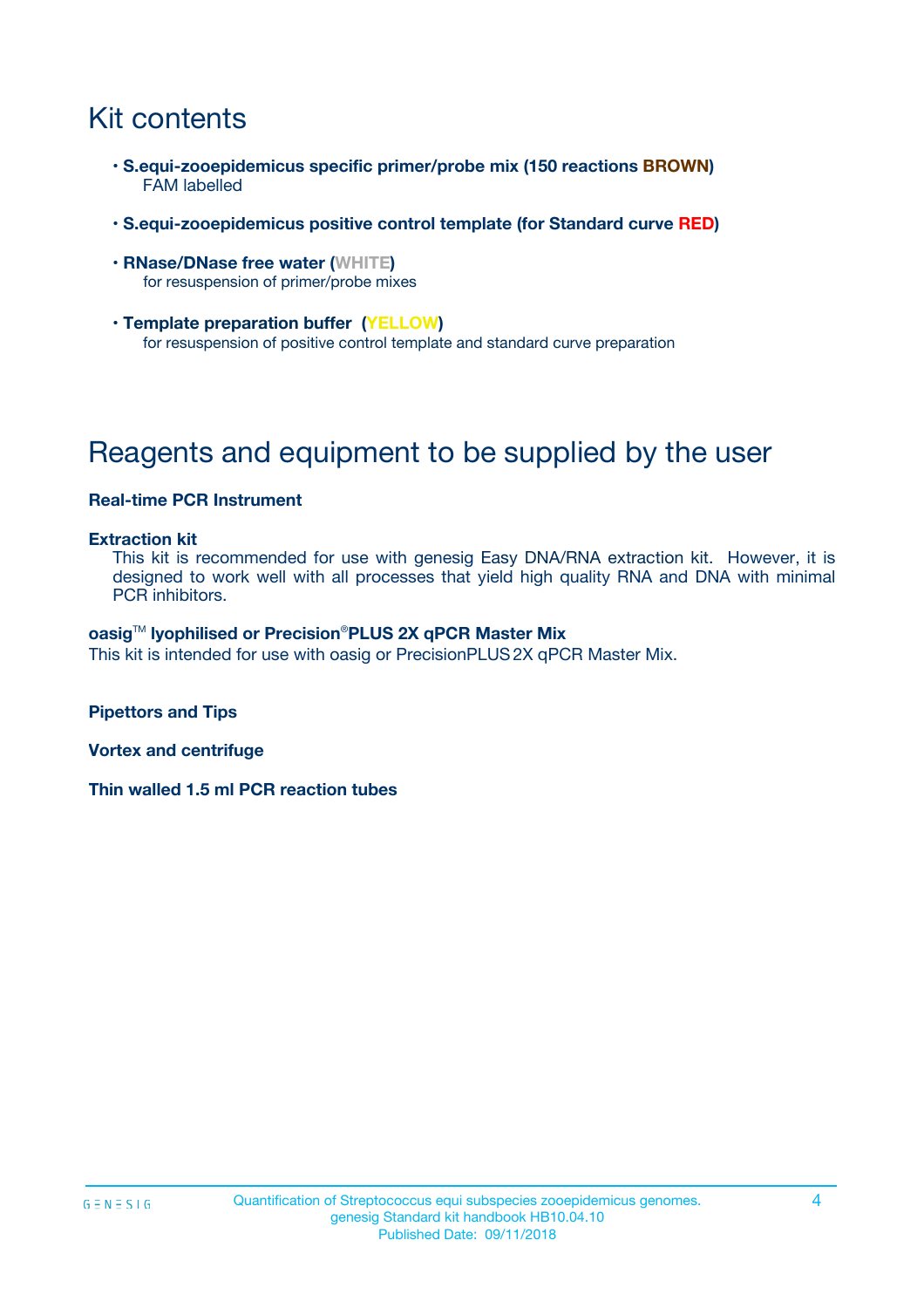# Kit contents

- **S.equi-zooepidemicus specific primer/probe mix (150 reactions BROWN)**
  FAM labelled
- **S.equi-zooepidemicus positive control template (for Standard curve RED)**
- **RNase/DNase free water (WHITE)**
  for resuspension of primer/probe mixes
- **Template preparation buffer (YELLOW)**
  for resuspension of positive control template and standard curve preparation

# Reagents and equipment to be supplied by the user

**Real-time PCR Instrument**

**Extraction kit**

This kit is recommended for use with genesig Easy DNA/RNA extraction kit. However, it is designed to work well with all processes that yield high quality RNA and DNA with minimal PCR inhibitors.

**oasig™ lyophilised or Precision®PLUS 2X qPCR Master Mix**

This kit is intended for use with oasig or PrecisionPLUS 2X qPCR Master Mix.

**Pipettors and Tips**

**Vortex and centrifuge**

**Thin walled 1.5 ml PCR reaction tubes**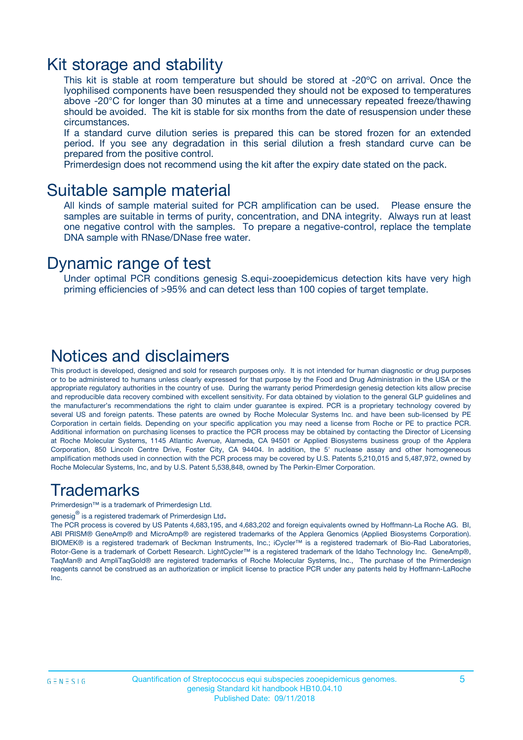# Kit storage and stability

This kit is stable at room temperature but should be stored at -20ºC on arrival. Once the lyophilised components have been resuspended they should not be exposed to temperatures above -20°C for longer than 30 minutes at a time and unnecessary repeated freeze/thawing should be avoided. The kit is stable for six months from the date of resuspension under these circumstances.

If a standard curve dilution series is prepared this can be stored frozen for an extended period. If you see any degradation in this serial dilution a fresh standard curve can be prepared from the positive control.

Primerdesign does not recommend using the kit after the expiry date stated on the pack.

# Suitable sample material

All kinds of sample material suited for PCR amplification can be used. Please ensure the samples are suitable in terms of purity, concentration, and DNA integrity. Always run at least one negative control with the samples. To prepare a negative-control, replace the template DNA sample with RNase/DNase free water.

# Dynamic range of test

Under optimal PCR conditions genesig S.equi-zooepidemicus detection kits have very high priming efficiencies of >95% and can detect less than 100 copies of target template.

# Notices and disclaimers

This product is developed, designed and sold for research purposes only. It is not intended for human diagnostic or drug purposes or to be administered to humans unless clearly expressed for that purpose by the Food and Drug Administration in the USA or the appropriate regulatory authorities in the country of use. During the warranty period Primerdesign genesig detection kits allow precise and reproducible data recovery combined with excellent sensitivity. For data obtained by violation to the general GLP guidelines and the manufacturer's recommendations the right to claim under guarantee is expired. PCR is a proprietary technology covered by several US and foreign patents. These patents are owned by Roche Molecular Systems Inc. and have been sub-licensed by PE Corporation in certain fields. Depending on your specific application you may need a license from Roche or PE to practice PCR. Additional information on purchasing licenses to practice the PCR process may be obtained by contacting the Director of Licensing at Roche Molecular Systems, 1145 Atlantic Avenue, Alameda, CA 94501 or Applied Biosystems business group of the Applera Corporation, 850 Lincoln Centre Drive, Foster City, CA 94404. In addition, the 5' nuclease assay and other homogeneous amplification methods used in connection with the PCR process may be covered by U.S. Patents 5,210,015 and 5,487,972, owned by Roche Molecular Systems, Inc, and by U.S. Patent 5,538,848, owned by The Perkin-Elmer Corporation.

# Trademarks

Primerdesign™ is a trademark of Primerdesign Ltd.

genesig® is a registered trademark of Primerdesign Ltd.

The PCR process is covered by US Patents 4,683,195, and 4,683,202 and foreign equivalents owned by Hoffmann-La Roche AG. BI, ABI PRISM® GeneAmp® and MicroAmp® are registered trademarks of the Applera Genomics (Applied Biosystems Corporation). BIOMEK® is a registered trademark of Beckman Instruments, Inc.; iCycler™ is a registered trademark of Bio-Rad Laboratories, Rotor-Gene is a trademark of Corbett Research. LightCycler™ is a registered trademark of the Idaho Technology Inc. GeneAmp®, TaqMan® and AmpliTaqGold® are registered trademarks of Roche Molecular Systems, Inc., The purchase of the Primerdesign reagents cannot be construed as an authorization or implicit license to practice PCR under any patents held by Hoffmann-LaRoche Inc.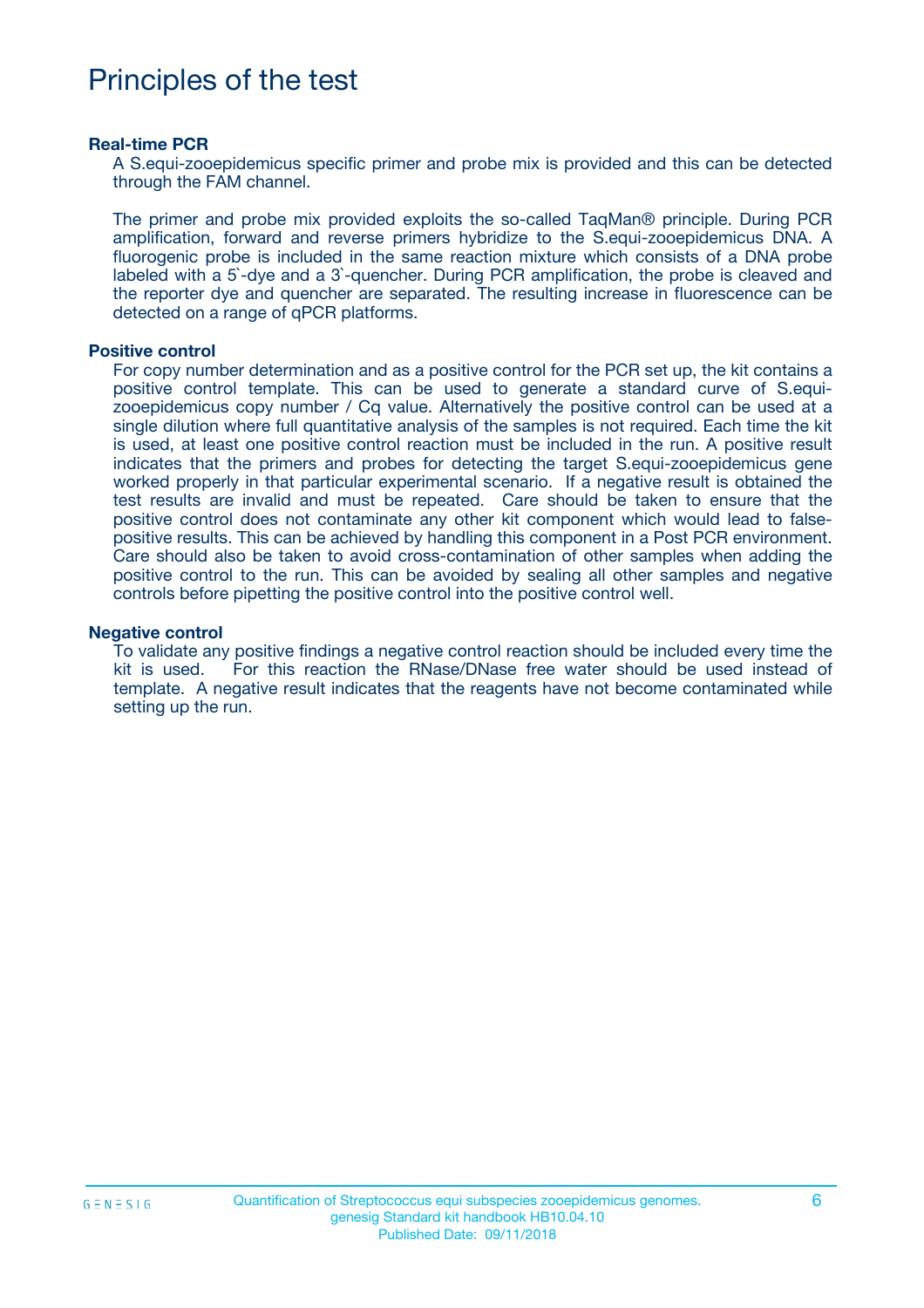# Principles of the test

**Real-time PCR**

A S.equi-zooepidemicus specific primer and probe mix is provided and this can be detected through the FAM channel.

The primer and probe mix provided exploits the so-called TaqMan® principle. During PCR amplification, forward and reverse primers hybridize to the S.equi-zooepidemicus DNA. A fluorogenic probe is included in the same reaction mixture which consists of a DNA probe labeled with a 5`-dye and a 3`-quencher. During PCR amplification, the probe is cleaved and the reporter dye and quencher are separated. The resulting increase in fluorescence can be detected on a range of qPCR platforms.

**Positive control**

For copy number determination and as a positive control for the PCR set up, the kit contains a positive control template. This can be used to generate a standard curve of S.equi-zooepidemicus copy number / Cq value. Alternatively the positive control can be used at a single dilution where full quantitative analysis of the samples is not required. Each time the kit is used, at least one positive control reaction must be included in the run. A positive result indicates that the primers and probes for detecting the target S.equi-zooepidemicus gene worked properly in that particular experimental scenario. If a negative result is obtained the test results are invalid and must be repeated. Care should be taken to ensure that the positive control does not contaminate any other kit component which would lead to false-positive results. This can be achieved by handling this component in a Post PCR environment. Care should also be taken to avoid cross-contamination of other samples when adding the positive control to the run. This can be avoided by sealing all other samples and negative controls before pipetting the positive control into the positive control well.

**Negative control**

To validate any positive findings a negative control reaction should be included every time the kit is used. For this reaction the RNase/DNase free water should be used instead of template. A negative result indicates that the reagents have not become contaminated while setting up the run.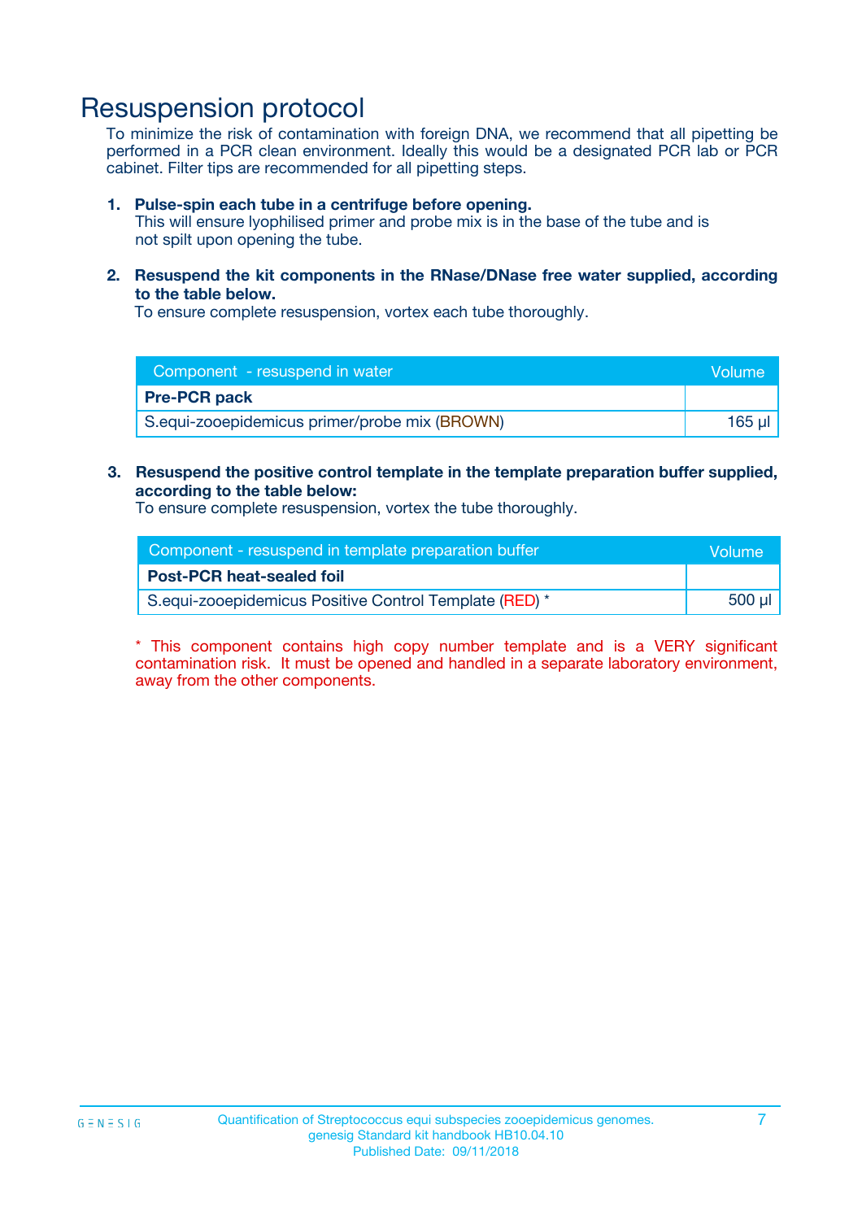# Resuspension protocol

To minimize the risk of contamination with foreign DNA, we recommend that all pipetting be performed in a PCR clean environment. Ideally this would be a designated PCR lab or PCR cabinet. Filter tips are recommended for all pipetting steps.

1. **Pulse-spin each tube in a centrifuge before opening.**
   This will ensure lyophilised primer and probe mix is in the base of the tube and is not spilt upon opening the tube.

2. **Resuspend the kit components in the RNase/DNase free water supplied, according to the table below.**
   To ensure complete resuspension, vortex each tube thoroughly.

| Component - resuspend in water | Volume |
|---|---|
| **Pre-PCR pack** | |
| S.equi-zooepidemicus primer/probe mix (BROWN) | 165 µl |

3. **Resuspend the positive control template in the template preparation buffer supplied, according to the table below:**
   To ensure complete resuspension, vortex the tube thoroughly.

| Component - resuspend in template preparation buffer | Volume |
|---|---|
| **Post-PCR heat-sealed foil** | |
| S.equi-zooepidemicus Positive Control Template (RED) * | 500 µl |

* This component contains high copy number template and is a VERY significant contamination risk. It must be opened and handled in a separate laboratory environment, away from the other components.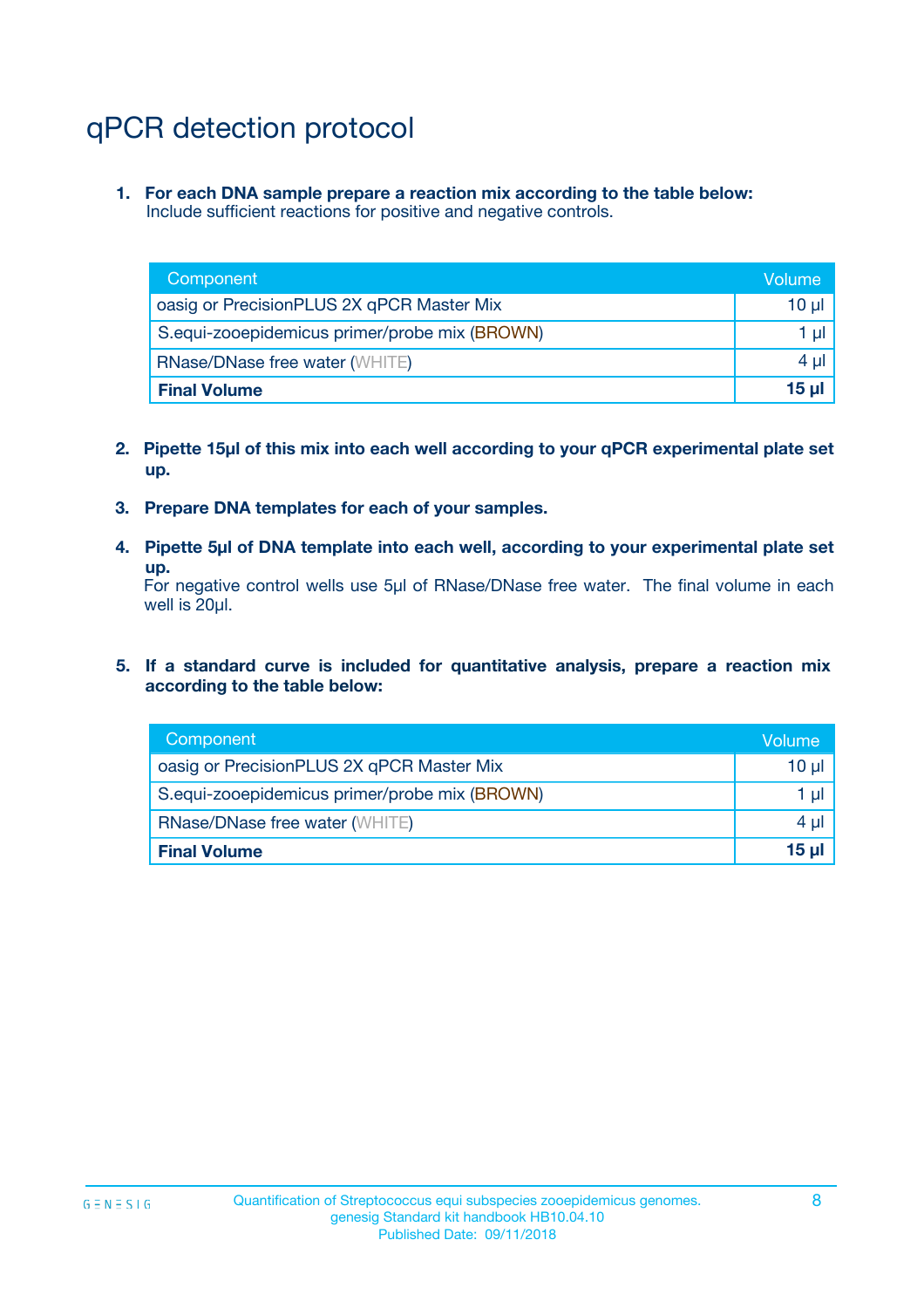# qPCR detection protocol

1. **For each DNA sample prepare a reaction mix according to the table below:**
   Include sufficient reactions for positive and negative controls.

| Component | Volume |
|---|---|
| oasig or PrecisionPLUS 2X qPCR Master Mix | 10 µl |
| S.equi-zooepidemicus primer/probe mix (BROWN) | 1 µl |
| RNase/DNase free water (WHITE) | 4 µl |
| **Final Volume** | **15 µl** |

2. **Pipette 15µl of this mix into each well according to your qPCR experimental plate set up.**

3. **Prepare DNA templates for each of your samples.**

4. **Pipette 5µl of DNA template into each well, according to your experimental plate set up.**
   For negative control wells use 5µl of RNase/DNase free water. The final volume in each well is 20µl.

5. **If a standard curve is included for quantitative analysis, prepare a reaction mix according to the table below:**

| Component | Volume |
|---|---|
| oasig or PrecisionPLUS 2X qPCR Master Mix | 10 µl |
| S.equi-zooepidemicus primer/probe mix (BROWN) | 1 µl |
| RNase/DNase free water (WHITE) | 4 µl |
| **Final Volume** | **15 µl** |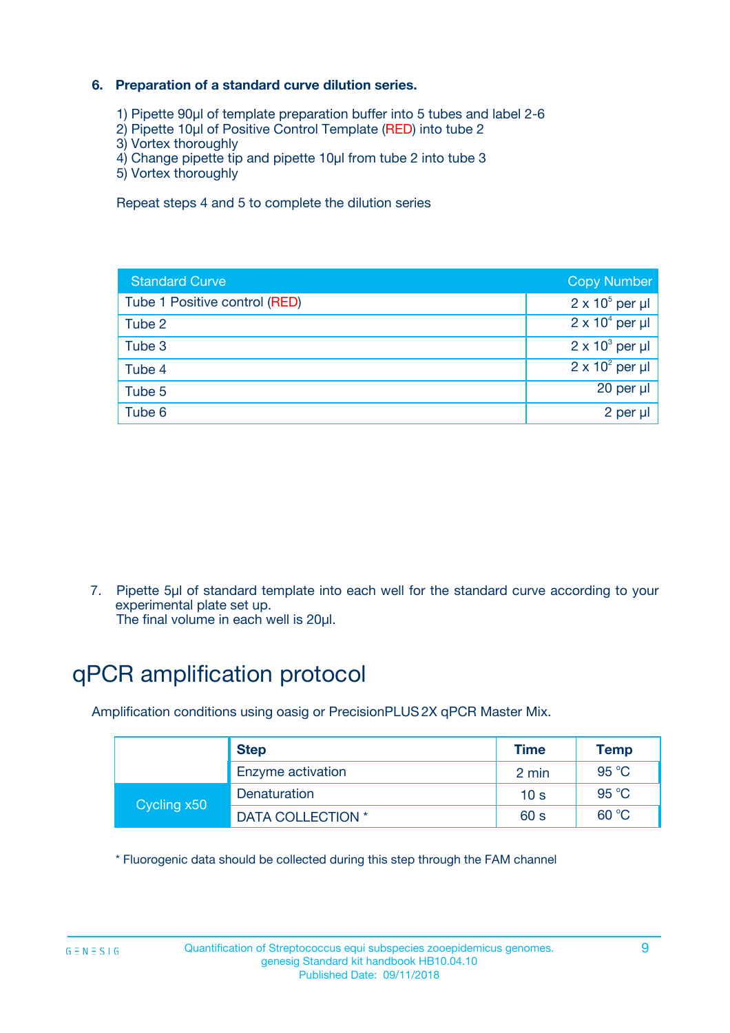### 6. Preparation of a standard curve dilution series.

1) Pipette 90µl of template preparation buffer into 5 tubes and label 2-6
2) Pipette 10µl of Positive Control Template (RED) into tube 2
3) Vortex thoroughly
4) Change pipette tip and pipette 10µl from tube 2 into tube 3
5) Vortex thoroughly

Repeat steps 4 and 5 to complete the dilution series

| Standard Curve | Copy Number |
| --- | --- |
| Tube 1 Positive control (RED) | $2 \times 10^5$ per µl |
| Tube 2 | $2 \times 10^4$ per µl |
| Tube 3 | $2 \times 10^3$ per µl |
| Tube 4 | $2 \times 10^2$ per µl |
| Tube 5 | 20 per µl |
| Tube 6 | 2 per µl |

7. Pipette 5µl of standard template into each well for the standard curve according to your experimental plate set up.
The final volume in each well is 20µl.

# qPCR amplification protocol

Amplification conditions using oasig or PrecisionPLUS 2X qPCR Master Mix.

| | Step | Time | Temp |
| --- | --- | --- | --- |
| | Enzyme activation | 2 min | 95 °C |
| Cycling x50 | Denaturation | 10 s | 95 °C |
| | DATA COLLECTION * | 60 s | 60 °C |

* Fluorogenic data should be collected during this step through the FAM channel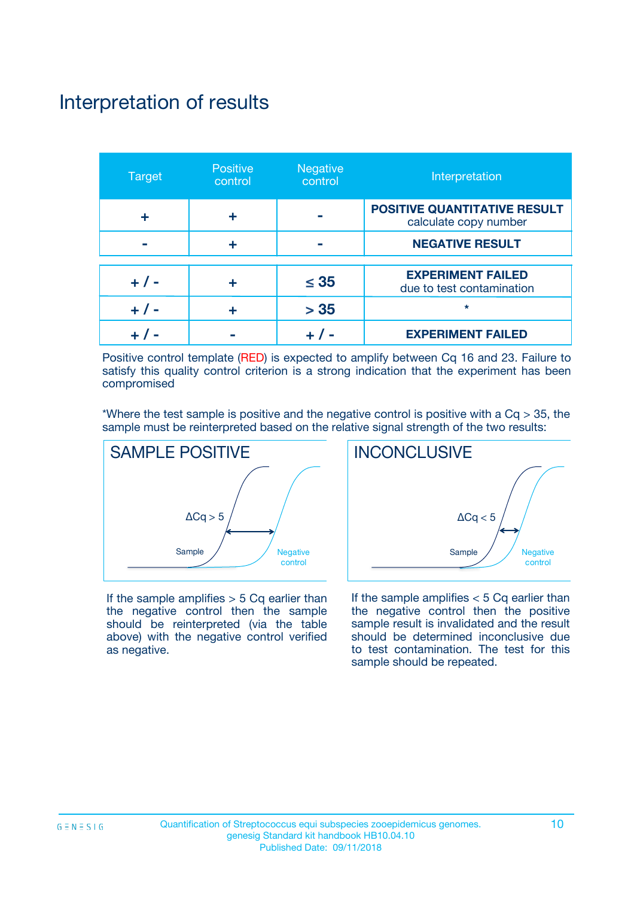# Interpretation of results

| Target | Positive control | Negative control | Interpretation |
|---|---|---|---|
| + | + | - | **POSITIVE QUANTITATIVE RESULT** calculate copy number |
| - | + | - | **NEGATIVE RESULT** |
| + / - | + | ≤ 35 | **EXPERIMENT FAILED** due to test contamination |
| + / - | + | > 35 | * |
| + / - | - | + / - | **EXPERIMENT FAILED** |

Positive control template (RED) is expected to amplify between Cq 16 and 23. Failure to satisfy this quality control criterion is a strong indication that the experiment has been compromised

*Where the test sample is positive and the negative control is positive with a Cq > 35, the sample must be reinterpreted based on the relative signal strength of the two results:

SAMPLE POSITIVE

ΔCq > 5

Sample

Negative control

If the sample amplifies > 5 Cq earlier than the negative control then the sample should be reinterpreted (via the table above) with the negative control verified as negative.

INCONCLUSIVE

ΔCq < 5

Sample

Negative control

If the sample amplifies < 5 Cq earlier than the negative control then the positive sample result is invalidated and the result should be determined inconclusive due to test contamination. The test for this sample should be repeated.